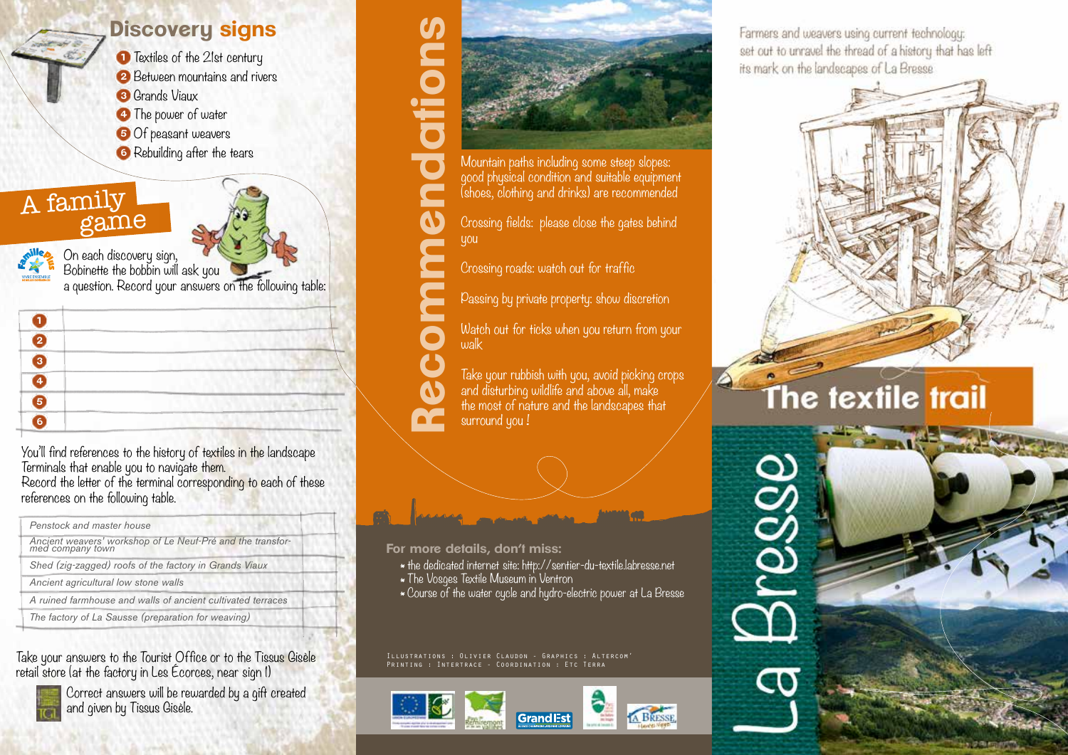## Discovery signs

1. Textiles of the 21st century
2. Between mountains and rivers
3. Grands Viaux
4. The power of water
5. Of peasant weavers
6. Rebuilding after the tears

## A family game

On each discovery sign, Bobinette the bobbin will ask you a question. Record your answers on the following table:

| | |
|---|---|
| 1 | |
| 2 | |
| 3 | |
| 4 | |
| 5 | |
| 6 | |

You'll find references to the history of textiles in the landscape Terminals that enable you to navigate them.
Record the letter of the terminal corresponding to each of these references on the following table.

| | |
|---|---|
| *Penstock and master house* | |
| *Ancient weavers' workshop of Le Neuf-Pré and the transformed company town* | |
| *Shed (zig-zagged) roofs of the factory in Grands Viaux* | |
| *Ancient agricultural low stone walls* | |
| *A ruined farmhouse and walls of ancient cultivated terraces* | |
| *The factory of La Sausse (preparation for weaving)* | |

Take your answers to the Tourist Office or to the Tissus Gisèle retail store (at the factory in Les Écorces, near sign 1)

Correct answers will be rewarded by a gift created and given by Tissus Gisèle.

## Recommendations

Mountain paths including some steep slopes: good physical condition and suitable equipment (shoes, clothing and drinks) are recommended

Crossing fields: please close the gates behind you

Crossing roads: watch out for traffic

Passing by private property: show discretion

Watch out for ticks when you return from your walk

Take your rubbish with you, avoid picking crops and disturbing wildlife and above all, make the most of nature and the landscapes that surround you !

**For more details, don't miss:**

- the dedicated internet site: http://sentier-du-textile.labresse.net
- The Vosges Textile Museum in Ventron
- Course of the water cycle and hydro-electric power at La Bresse

Illustrations : Olivier Claudon - Graphics : Altercom' Printing : Intertrace - Coordination : Etc Terra

Farmers and weavers using current technology: set out to unravel the thread of a history that has left its mark on the landscapes of La Bresse

# The textile trail

# La Bresse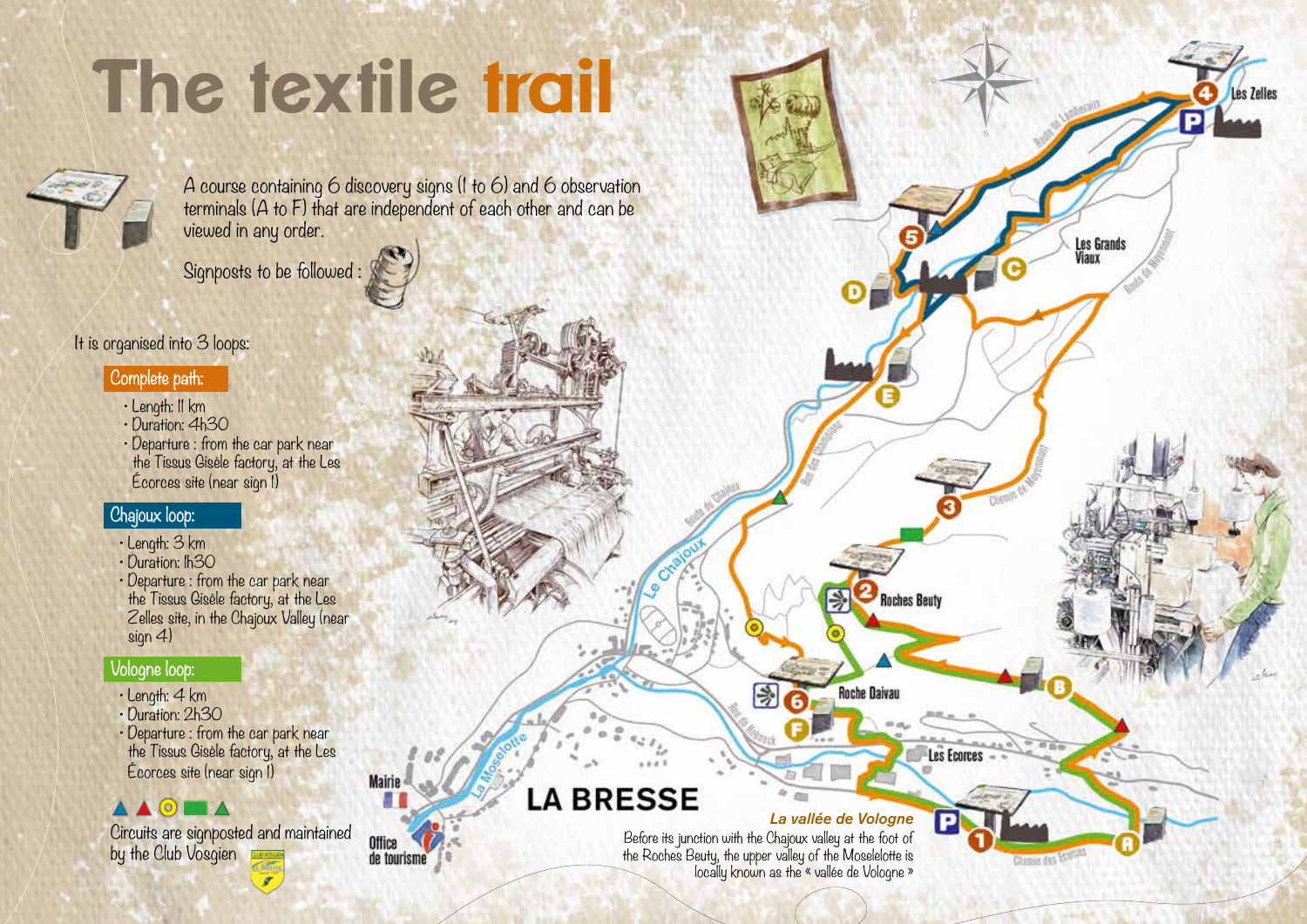# The textile trail

A course containing 6 discovery signs (1 to 6) and 6 observation terminals (A to F) that are independent of each other and can be viewed in any order.

Signposts to be followed :

It is organised into 3 loops:

**Complete path:**

- Length: 11 km
- Duration: 4h30
- Departure : from the car park near the Tissus Gisèle factory, at the Les Écorces site (near sign 1)

**Chajoux loop:**

- Length: 3 km
- Duration: 1h30
- Departure : from the car park near the Tissus Gisèle factory, at the Les Zelles site, in the Chajoux Valley (near sign 4)

**Vologne loop:**

- Length: 4 km
- Duration: 2h30
- Departure : from the car park near the Tissus Gisèle factory, at the Les Écorces site (near sign 1)

Circuits are signposted and maintained by the Club Vosgien

Les Zelles

Les Grands Viaux

Roches Beuty

Roche Daivau

Les Ecorces

LA BRESSE

Mairie

Office de tourisme

Le Chajoux

La Moselotte

*La vallée de Vologne*

Before its junction with the Chajoux valley at the foot of the Roches Beuty, the upper valley of the Moselelotte is locally known as the « vallée de Vologne »